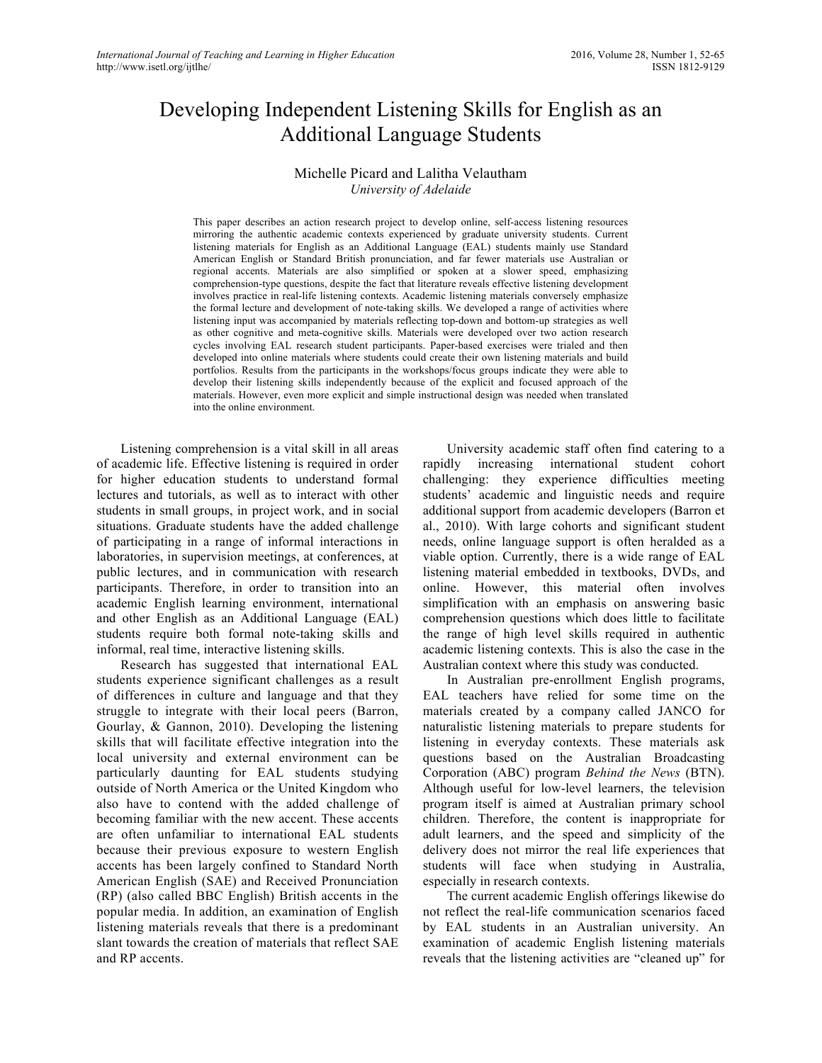# Developing Independent Listening Skills for English as an Additional Language Students

Michelle Picard and Lalitha Velautham
*University of Adelaide*

This paper describes an action research project to develop online, self-access listening resources mirroring the authentic academic contexts experienced by graduate university students. Current listening materials for English as an Additional Language (EAL) students mainly use Standard American English or Standard British pronunciation, and far fewer materials use Australian or regional accents. Materials are also simplified or spoken at a slower speed, emphasizing comprehension-type questions, despite the fact that literature reveals effective listening development involves practice in real-life listening contexts. Academic listening materials conversely emphasize the formal lecture and development of note-taking skills. We developed a range of activities where listening input was accompanied by materials reflecting top-down and bottom-up strategies as well as other cognitive and meta-cognitive skills. Materials were developed over two action research cycles involving EAL research student participants. Paper-based exercises were trialed and then developed into online materials where students could create their own listening materials and build portfolios. Results from the participants in the workshops/focus groups indicate they were able to develop their listening skills independently because of the explicit and focused approach of the materials. However, even more explicit and simple instructional design was needed when translated into the online environment.

Listening comprehension is a vital skill in all areas of academic life. Effective listening is required in order for higher education students to understand formal lectures and tutorials, as well as to interact with other students in small groups, in project work, and in social situations. Graduate students have the added challenge of participating in a range of informal interactions in laboratories, in supervision meetings, at conferences, at public lectures, and in communication with research participants. Therefore, in order to transition into an academic English learning environment, international and other English as an Additional Language (EAL) students require both formal note-taking skills and informal, real time, interactive listening skills.

Research has suggested that international EAL students experience significant challenges as a result of differences in culture and language and that they struggle to integrate with their local peers (Barron, Gourlay, & Gannon, 2010). Developing the listening skills that will facilitate effective integration into the local university and external environment can be particularly daunting for EAL students studying outside of North America or the United Kingdom who also have to contend with the added challenge of becoming familiar with the new accent. These accents are often unfamiliar to international EAL students because their previous exposure to western English accents has been largely confined to Standard North American English (SAE) and Received Pronunciation (RP) (also called BBC English) British accents in the popular media. In addition, an examination of English listening materials reveals that there is a predominant slant towards the creation of materials that reflect SAE and RP accents.

University academic staff often find catering to a rapidly increasing international student cohort challenging: they experience difficulties meeting students' academic and linguistic needs and require additional support from academic developers (Barron et al., 2010). With large cohorts and significant student needs, online language support is often heralded as a viable option. Currently, there is a wide range of EAL listening material embedded in textbooks, DVDs, and online. However, this material often involves simplification with an emphasis on answering basic comprehension questions which does little to facilitate the range of high level skills required in authentic academic listening contexts. This is also the case in the Australian context where this study was conducted.

In Australian pre-enrollment English programs, EAL teachers have relied for some time on the materials created by a company called JANCO for naturalistic listening materials to prepare students for listening in everyday contexts. These materials ask questions based on the Australian Broadcasting Corporation (ABC) program *Behind the News* (BTN). Although useful for low-level learners, the television program itself is aimed at Australian primary school children. Therefore, the content is inappropriate for adult learners, and the speed and simplicity of the delivery does not mirror the real life experiences that students will face when studying in Australia, especially in research contexts.

The current academic English offerings likewise do not reflect the real-life communication scenarios faced by EAL students in an Australian university. An examination of academic English listening materials reveals that the listening activities are "cleaned up" for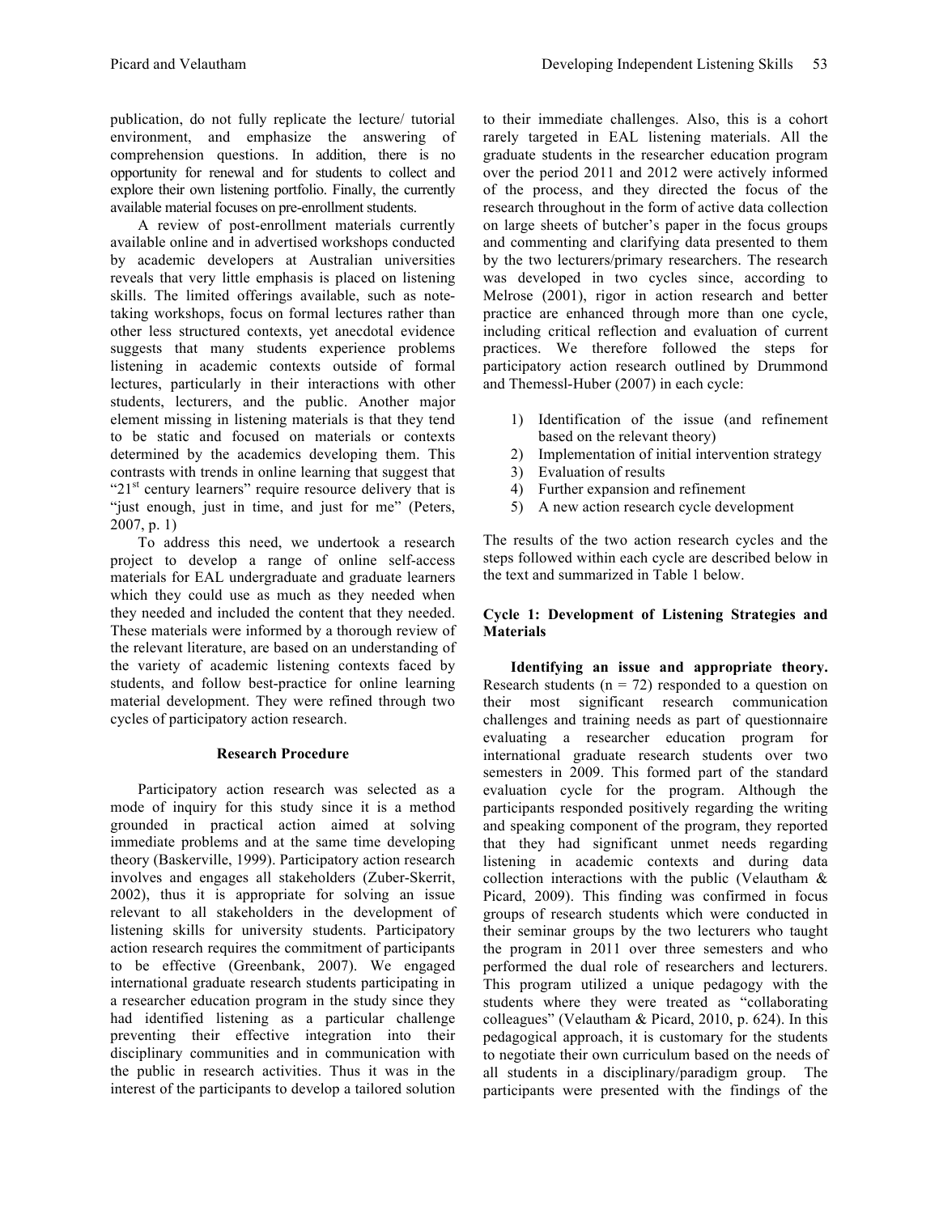publication, do not fully replicate the lecture/ tutorial environment, and emphasize the answering of comprehension questions. In addition, there is no opportunity for renewal and for students to collect and explore their own listening portfolio. Finally, the currently available material focuses on pre-enrollment students.

A review of post-enrollment materials currently available online and in advertised workshops conducted by academic developers at Australian universities reveals that very little emphasis is placed on listening skills. The limited offerings available, such as note-taking workshops, focus on formal lectures rather than other less structured contexts, yet anecdotal evidence suggests that many students experience problems listening in academic contexts outside of formal lectures, particularly in their interactions with other students, lecturers, and the public. Another major element missing in listening materials is that they tend to be static and focused on materials or contexts determined by the academics developing them. This contrasts with trends in online learning that suggest that "21st century learners" require resource delivery that is "just enough, just in time, and just for me" (Peters, 2007, p. 1)

To address this need, we undertook a research project to develop a range of online self-access materials for EAL undergraduate and graduate learners which they could use as much as they needed when they needed and included the content that they needed. These materials were informed by a thorough review of the relevant literature, are based on an understanding of the variety of academic listening contexts faced by students, and follow best-practice for online learning material development. They were refined through two cycles of participatory action research.

## Research Procedure

Participatory action research was selected as a mode of inquiry for this study since it is a method grounded in practical action aimed at solving immediate problems and at the same time developing theory (Baskerville, 1999). Participatory action research involves and engages all stakeholders (Zuber-Skerrit, 2002), thus it is appropriate for solving an issue relevant to all stakeholders in the development of listening skills for university students. Participatory action research requires the commitment of participants to be effective (Greenbank, 2007). We engaged international graduate research students participating in a researcher education program in the study since they had identified listening as a particular challenge preventing their effective integration into their disciplinary communities and in communication with the public in research activities. Thus it was in the interest of the participants to develop a tailored solution to their immediate challenges. Also, this is a cohort rarely targeted in EAL listening materials. All the graduate students in the researcher education program over the period 2011 and 2012 were actively informed of the process, and they directed the focus of the research throughout in the form of active data collection on large sheets of butcher's paper in the focus groups and commenting and clarifying data presented to them by the two lecturers/primary researchers. The research was developed in two cycles since, according to Melrose (2001), rigor in action research and better practice are enhanced through more than one cycle, including critical reflection and evaluation of current practices. We therefore followed the steps for participatory action research outlined by Drummond and Themessl-Huber (2007) in each cycle:

1) Identification of the issue (and refinement based on the relevant theory)
2) Implementation of initial intervention strategy
3) Evaluation of results
4) Further expansion and refinement
5) A new action research cycle development

The results of the two action research cycles and the steps followed within each cycle are described below in the text and summarized in Table 1 below.

### Cycle 1: Development of Listening Strategies and Materials

**Identifying an issue and appropriate theory.** Research students (n = 72) responded to a question on their most significant research communication challenges and training needs as part of questionnaire evaluating a researcher education program for international graduate research students over two semesters in 2009. This formed part of the standard evaluation cycle for the program. Although the participants responded positively regarding the writing and speaking component of the program, they reported that they had significant unmet needs regarding listening in academic contexts and during data collection interactions with the public (Velautham & Picard, 2009). This finding was confirmed in focus groups of research students which were conducted in their seminar groups by the two lecturers who taught the program in 2011 over three semesters and who performed the dual role of researchers and lecturers. This program utilized a unique pedagogy with the students where they were treated as "collaborating colleagues" (Velautham & Picard, 2010, p. 624). In this pedagogical approach, it is customary for the students to negotiate their own curriculum based on the needs of all students in a disciplinary/paradigm group. The participants were presented with the findings of the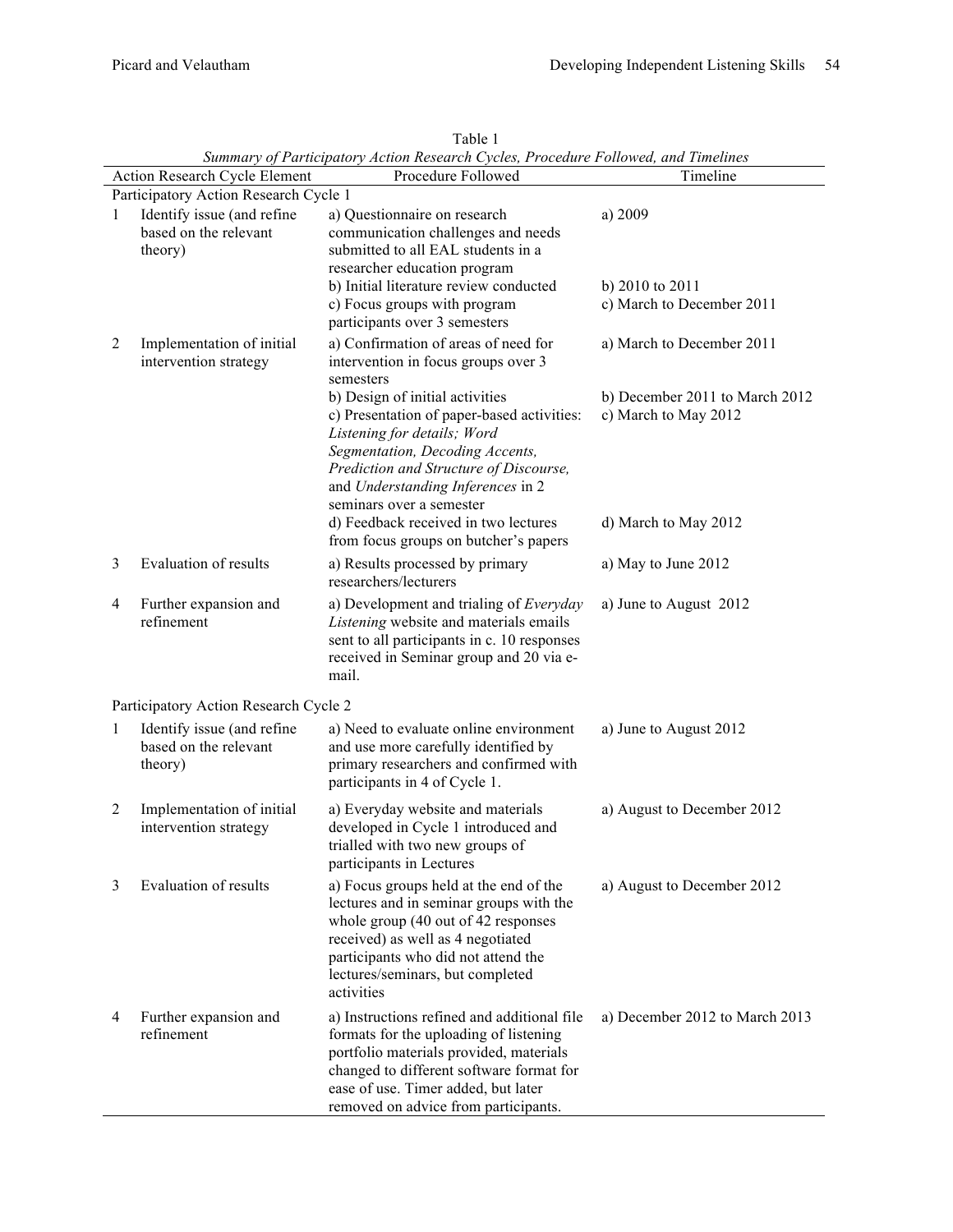Table 1
*Summary of Participatory Action Research Cycles, Procedure Followed, and Timelines*

| | Action Research Cycle Element | Procedure Followed | Timeline |
|---|---|---|---|
| Participatory Action Research Cycle 1 | | | |
| 1 | Identify issue (and refine based on the relevant theory) | a) Questionnaire on research communication challenges and needs submitted to all EAL students in a researcher education program | a) 2009 |
| | | b) Initial literature review conducted | b) 2010 to 2011 |
| | | c) Focus groups with program participants over 3 semesters | c) March to December 2011 |
| 2 | Implementation of initial intervention strategy | a) Confirmation of areas of need for intervention in focus groups over 3 semesters | a) March to December 2011 |
| | | b) Design of initial activities | b) December 2011 to March 2012 |
| | | c) Presentation of paper-based activities: *Listening for details; Word Segmentation, Decoding Accents, Prediction and Structure of Discourse,* and *Understanding Inferences* in 2 seminars over a semester | c) March to May 2012 |
| | | d) Feedback received in two lectures from focus groups on butcher's papers | d) March to May 2012 |
| 3 | Evaluation of results | a) Results processed by primary researchers/lecturers | a) May to June 2012 |
| 4 | Further expansion and refinement | a) Development and trialing of *Everyday Listening* website and materials emails sent to all participants in c. 10 responses received in Seminar group and 20 via e-mail. | a) June to August 2012 |
| Participatory Action Research Cycle 2 | | | |
| 1 | Identify issue (and refine based on the relevant theory) | a) Need to evaluate online environment and use more carefully identified by primary researchers and confirmed with participants in 4 of Cycle 1. | a) June to August 2012 |
| 2 | Implementation of initial intervention strategy | a) Everyday website and materials developed in Cycle 1 introduced and trialled with two new groups of participants in Lectures | a) August to December 2012 |
| 3 | Evaluation of results | a) Focus groups held at the end of the lectures and in seminar groups with the whole group (40 out of 42 responses received) as well as 4 negotiated participants who did not attend the lectures/seminars, but completed activities | a) August to December 2012 |
| 4 | Further expansion and refinement | a) Instructions refined and additional file formats for the uploading of listening portfolio materials provided, materials changed to different software format for ease of use. Timer added, but later removed on advice from participants. | a) December 2012 to March 2013 |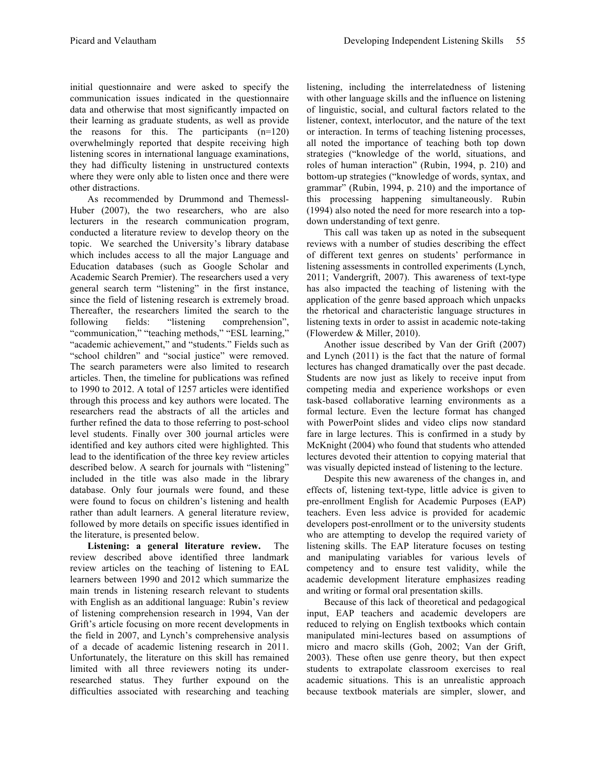initial questionnaire and were asked to specify the communication issues indicated in the questionnaire data and otherwise that most significantly impacted on their learning as graduate students, as well as provide the reasons for this. The participants (n=120) overwhelmingly reported that despite receiving high listening scores in international language examinations, they had difficulty listening in unstructured contexts where they were only able to listen once and there were other distractions.

As recommended by Drummond and Themessl-Huber (2007), the two researchers, who are also lecturers in the research communication program, conducted a literature review to develop theory on the topic. We searched the University's library database which includes access to all the major Language and Education databases (such as Google Scholar and Academic Search Premier). The researchers used a very general search term "listening" in the first instance, since the field of listening research is extremely broad. Thereafter, the researchers limited the search to the following fields: "listening comprehension", "communication," "teaching methods," "ESL learning," "academic achievement," and "students." Fields such as "school children" and "social justice" were removed. The search parameters were also limited to research articles. Then, the timeline for publications was refined to 1990 to 2012. A total of 1257 articles were identified through this process and key authors were located. The researchers read the abstracts of all the articles and further refined the data to those referring to post-school level students. Finally over 300 journal articles were identified and key authors cited were highlighted. This lead to the identification of the three key review articles described below. A search for journals with "listening" included in the title was also made in the library database. Only four journals were found, and these were found to focus on children's listening and health rather than adult learners. A general literature review, followed by more details on specific issues identified in the literature, is presented below.

**Listening: a general literature review.** The review described above identified three landmark review articles on the teaching of listening to EAL learners between 1990 and 2012 which summarize the main trends in listening research relevant to students with English as an additional language: Rubin's review of listening comprehension research in 1994, Van der Grift's article focusing on more recent developments in the field in 2007, and Lynch's comprehensive analysis of a decade of academic listening research in 2011. Unfortunately, the literature on this skill has remained limited with all three reviewers noting its under-researched status. They further expound on the difficulties associated with researching and teaching listening, including the interrelatedness of listening with other language skills and the influence on listening of linguistic, social, and cultural factors related to the listener, context, interlocutor, and the nature of the text or interaction. In terms of teaching listening processes, all noted the importance of teaching both top down strategies ("knowledge of the world, situations, and roles of human interaction" (Rubin, 1994, p. 210) and bottom-up strategies ("knowledge of words, syntax, and grammar" (Rubin, 1994, p. 210) and the importance of this processing happening simultaneously. Rubin (1994) also noted the need for more research into a top-down understanding of text genre.

This call was taken up as noted in the subsequent reviews with a number of studies describing the effect of different text genres on students' performance in listening assessments in controlled experiments (Lynch, 2011; Vandergrift, 2007). This awareness of text-type has also impacted the teaching of listening with the application of the genre based approach which unpacks the rhetorical and characteristic language structures in listening texts in order to assist in academic note-taking (Flowerdew & Miller, 2010).

Another issue described by Van der Grift (2007) and Lynch (2011) is the fact that the nature of formal lectures has changed dramatically over the past decade. Students are now just as likely to receive input from competing media and experience workshops or even task-based collaborative learning environments as a formal lecture. Even the lecture format has changed with PowerPoint slides and video clips now standard fare in large lectures. This is confirmed in a study by McKnight (2004) who found that students who attended lectures devoted their attention to copying material that was visually depicted instead of listening to the lecture.

Despite this new awareness of the changes in, and effects of, listening text-type, little advice is given to pre-enrollment English for Academic Purposes (EAP) teachers. Even less advice is provided for academic developers post-enrollment or to the university students who are attempting to develop the required variety of listening skills. The EAP literature focuses on testing and manipulating variables for various levels of competency and to ensure test validity, while the academic development literature emphasizes reading and writing or formal oral presentation skills.

Because of this lack of theoretical and pedagogical input, EAP teachers and academic developers are reduced to relying on English textbooks which contain manipulated mini-lectures based on assumptions of micro and macro skills (Goh, 2002; Van der Grift, 2003). These often use genre theory, but then expect students to extrapolate classroom exercises to real academic situations. This is an unrealistic approach because textbook materials are simpler, slower, and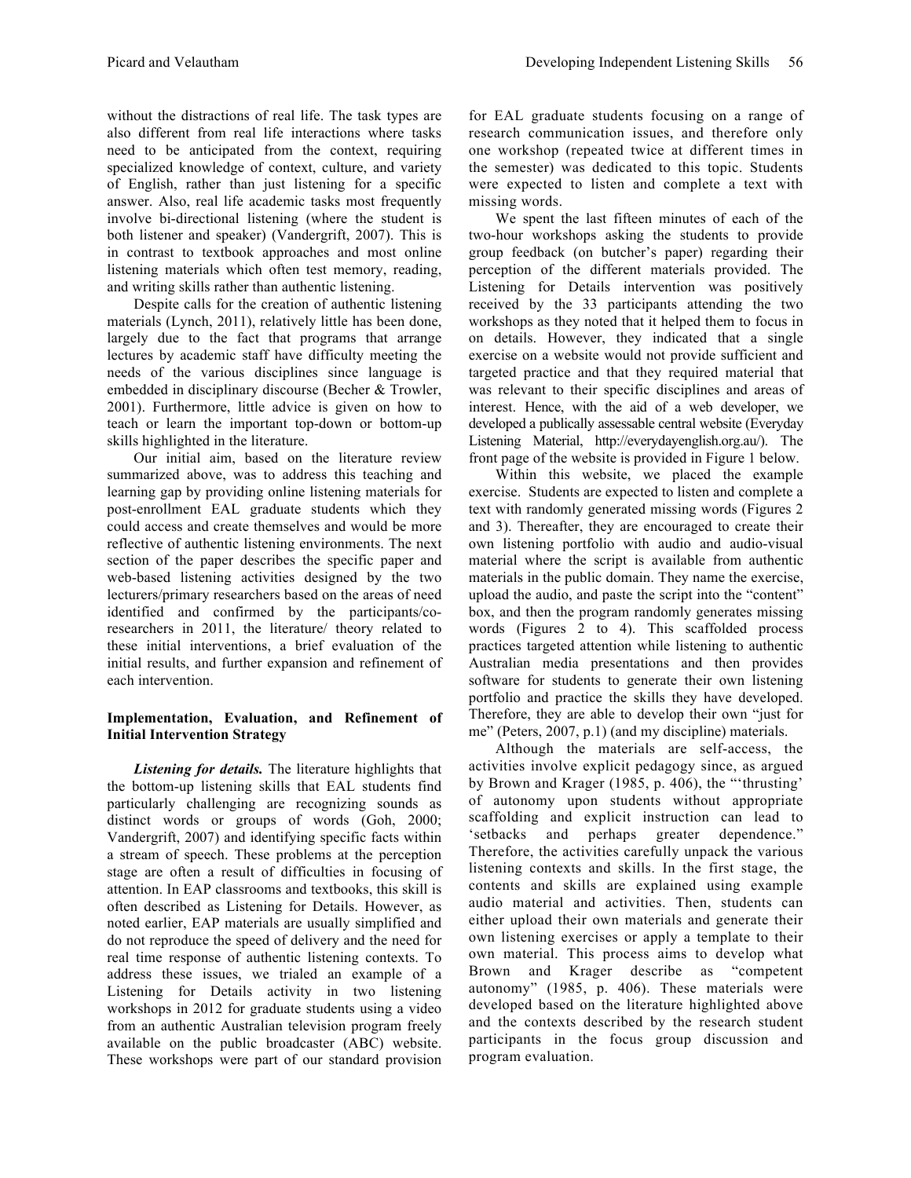without the distractions of real life. The task types are also different from real life interactions where tasks need to be anticipated from the context, requiring specialized knowledge of context, culture, and variety of English, rather than just listening for a specific answer. Also, real life academic tasks most frequently involve bi-directional listening (where the student is both listener and speaker) (Vandergrift, 2007). This is in contrast to textbook approaches and most online listening materials which often test memory, reading, and writing skills rather than authentic listening.

Despite calls for the creation of authentic listening materials (Lynch, 2011), relatively little has been done, largely due to the fact that programs that arrange lectures by academic staff have difficulty meeting the needs of the various disciplines since language is embedded in disciplinary discourse (Becher & Trowler, 2001). Furthermore, little advice is given on how to teach or learn the important top-down or bottom-up skills highlighted in the literature.

Our initial aim, based on the literature review summarized above, was to address this teaching and learning gap by providing online listening materials for post-enrollment EAL graduate students which they could access and create themselves and would be more reflective of authentic listening environments. The next section of the paper describes the specific paper and web-based listening activities designed by the two lecturers/primary researchers based on the areas of need identified and confirmed by the participants/co-researchers in 2011, the literature/ theory related to these initial interventions, a brief evaluation of the initial results, and further expansion and refinement of each intervention.

**Implementation, Evaluation, and Refinement of Initial Intervention Strategy**

***Listening for details.*** The literature highlights that the bottom-up listening skills that EAL students find particularly challenging are recognizing sounds as distinct words or groups of words (Goh, 2000; Vandergrift, 2007) and identifying specific facts within a stream of speech. These problems at the perception stage are often a result of difficulties in focusing of attention. In EAP classrooms and textbooks, this skill is often described as Listening for Details. However, as noted earlier, EAP materials are usually simplified and do not reproduce the speed of delivery and the need for real time response of authentic listening contexts. To address these issues, we trialed an example of a Listening for Details activity in two listening workshops in 2012 for graduate students using a video from an authentic Australian television program freely available on the public broadcaster (ABC) website. These workshops were part of our standard provision for EAL graduate students focusing on a range of research communication issues, and therefore only one workshop (repeated twice at different times in the semester) was dedicated to this topic. Students were expected to listen and complete a text with missing words.

We spent the last fifteen minutes of each of the two-hour workshops asking the students to provide group feedback (on butcher's paper) regarding their perception of the different materials provided. The Listening for Details intervention was positively received by the 33 participants attending the two workshops as they noted that it helped them to focus in on details. However, they indicated that a single exercise on a website would not provide sufficient and targeted practice and that they required material that was relevant to their specific disciplines and areas of interest. Hence, with the aid of a web developer, we developed a publically assessable central website (Everyday Listening Material, http://everydayenglish.org.au/). The front page of the website is provided in Figure 1 below.

Within this website, we placed the example exercise. Students are expected to listen and complete a text with randomly generated missing words (Figures 2 and 3). Thereafter, they are encouraged to create their own listening portfolio with audio and audio-visual material where the script is available from authentic materials in the public domain. They name the exercise, upload the audio, and paste the script into the "content" box, and then the program randomly generates missing words (Figures 2 to 4). This scaffolded process practices targeted attention while listening to authentic Australian media presentations and then provides software for students to generate their own listening portfolio and practice the skills they have developed. Therefore, they are able to develop their own "just for me" (Peters, 2007, p.1) (and my discipline) materials.

Although the materials are self-access, the activities involve explicit pedagogy since, as argued by Brown and Krager (1985, p. 406), the "'thrusting' of autonomy upon students without appropriate scaffolding and explicit instruction can lead to 'setbacks and perhaps greater dependence." Therefore, the activities carefully unpack the various listening contexts and skills. In the first stage, the contents and skills are explained using example audio material and activities. Then, students can either upload their own materials and generate their own listening exercises or apply a template to their own material. This process aims to develop what Brown and Krager describe as "competent autonomy" (1985, p. 406). These materials were developed based on the literature highlighted above and the contexts described by the research student participants in the focus group discussion and program evaluation.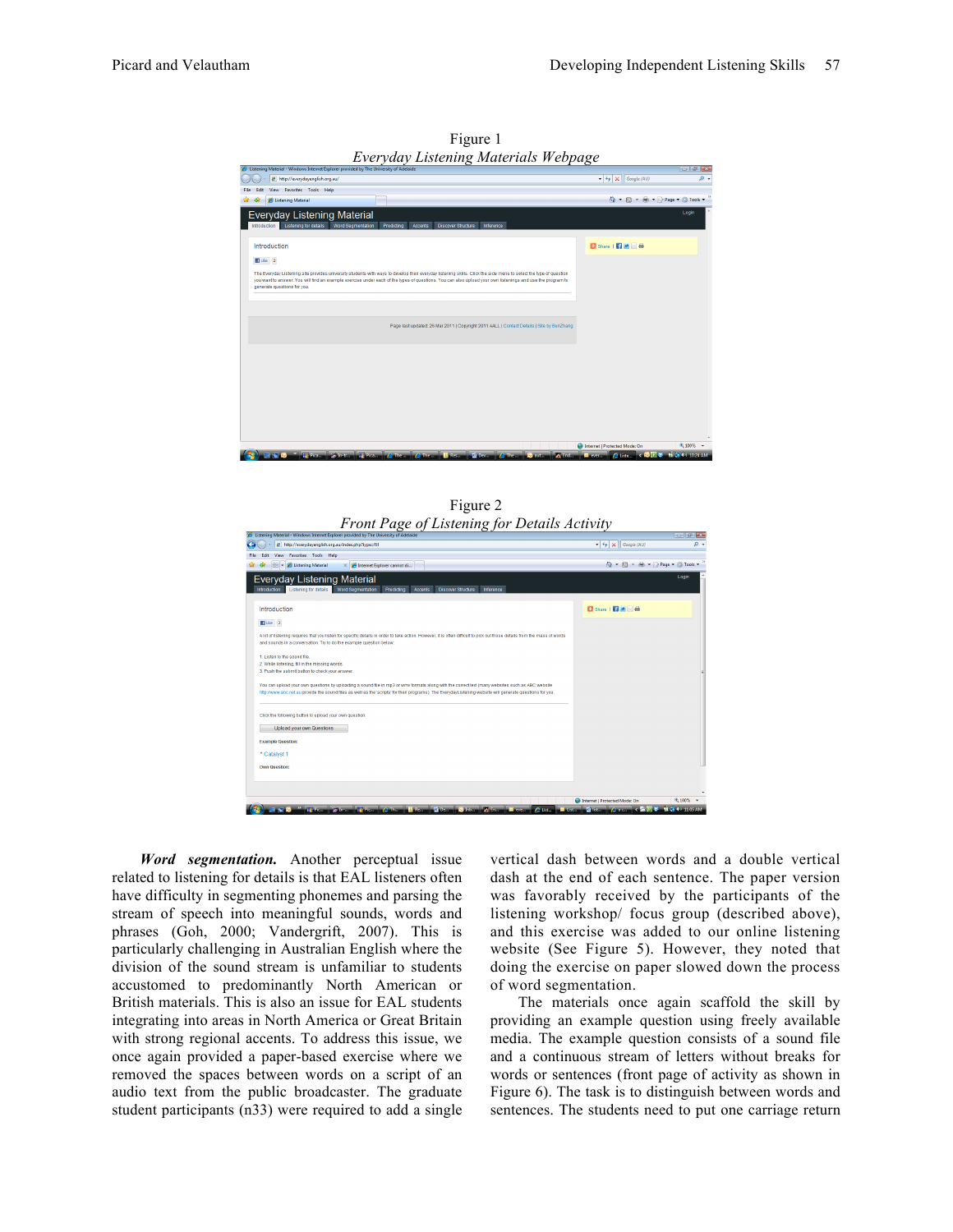Figure 1

*Everyday Listening Materials Webpage*

Figure 2

*Front Page of Listening for Details Activity*

***Word segmentation.*** Another perceptual issue related to listening for details is that EAL listeners often have difficulty in segmenting phonemes and parsing the stream of speech into meaningful sounds, words and phrases (Goh, 2000; Vandergrift, 2007). This is particularly challenging in Australian English where the division of the sound stream is unfamiliar to students accustomed to predominantly North American or British materials. This is also an issue for EAL students integrating into areas in North America or Great Britain with strong regional accents. To address this issue, we once again provided a paper-based exercise where we removed the spaces between words on a script of an audio text from the public broadcaster. The graduate student participants (n33) were required to add a single vertical dash between words and a double vertical dash at the end of each sentence. The paper version was favorably received by the participants of the listening workshop/ focus group (described above), and this exercise was added to our online listening website (See Figure 5). However, they noted that doing the exercise on paper slowed down the process of word segmentation.

The materials once again scaffold the skill by providing an example question using freely available media. The example question consists of a sound file and a continuous stream of letters without breaks for words or sentences (front page of activity as shown in Figure 6). The task is to distinguish between words and sentences. The students need to put one carriage return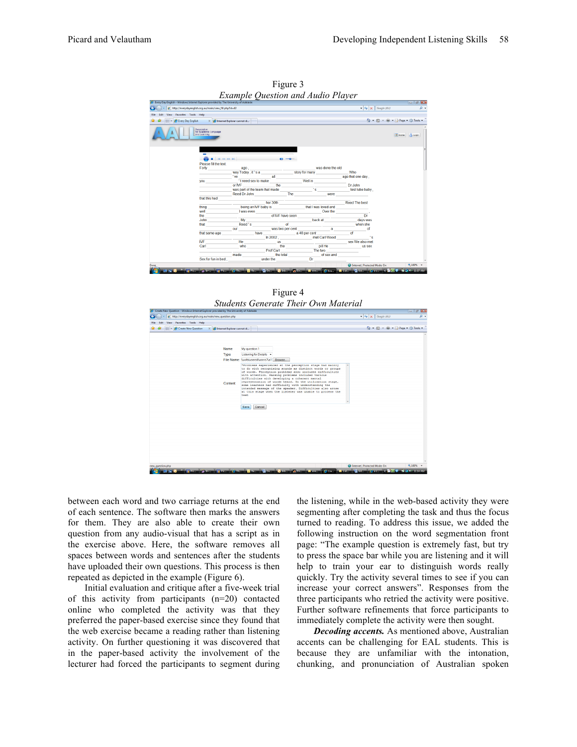Figure 3

*Example Question and Audio Player*

Figure 4

*Students Generate Their Own Material*

between each word and two carriage returns at the end of each sentence. The software then marks the answers for them. They are also able to create their own question from any audio-visual that has a script as in the exercise above. Here, the software removes all spaces between words and sentences after the students have uploaded their own questions. This process is then repeated as depicted in the example (Figure 6).

Initial evaluation and critique after a five-week trial of this activity from participants (n=20) contacted online who completed the activity was that they preferred the paper-based exercise since they found that the web exercise became a reading rather than listening activity. On further questioning it was discovered that in the paper-based activity the involvement of the lecturer had forced the participants to segment during the listening, while in the web-based activity they were segmenting after completing the task and thus the focus turned to reading. To address this issue, we added the following instruction on the word segmentation front page: "The example question is extremely fast, but try to press the space bar while you are listening and it will help to train your ear to distinguish words really quickly. Try the activity several times to see if you can increase your correct answers". Responses from the three participants who retried the activity were positive. Further software refinements that force participants to immediately complete the activity were then sought.

***Decoding accents.*** As mentioned above, Australian accents can be challenging for EAL students. This is because they are unfamiliar with the intonation, chunking, and pronunciation of Australian spoken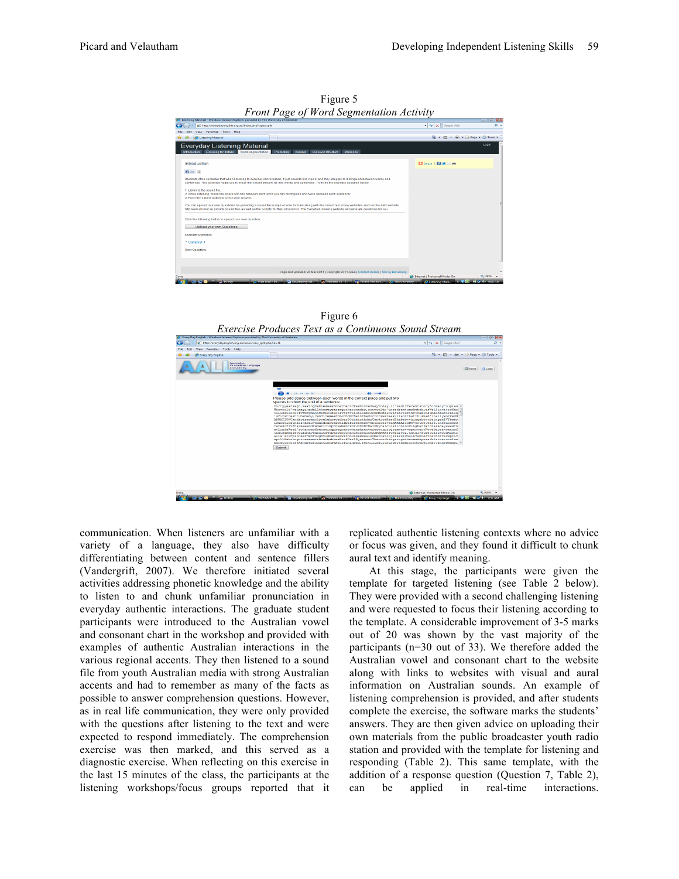Figure 5

*Front Page of Word Segmentation Activity*

Figure 6

*Exercise Produces Text as a Continuous Sound Stream*

communication. When listeners are unfamiliar with a variety of a language, they also have difficulty differentiating between content and sentence fillers (Vandergrift, 2007). We therefore initiated several activities addressing phonetic knowledge and the ability to listen to and chunk unfamiliar pronunciation in everyday authentic interactions. The graduate student participants were introduced to the Australian vowel and consonant chart in the workshop and provided with examples of authentic Australian interactions in the various regional accents. They then listened to a sound file from youth Australian media with strong Australian accents and had to remember as many of the facts as possible to answer comprehension questions. However, as in real life communication, they were only provided with the questions after listening to the text and were expected to respond immediately. The comprehension exercise was then marked, and this served as a diagnostic exercise. When reflecting on this exercise in the last 15 minutes of the class, the participants at the listening workshops/focus groups reported that it replicated authentic listening contexts where no advice or focus was given, and they found it difficult to chunk aural text and identify meaning.

At this stage, the participants were given the template for targeted listening (see Table 2 below). They were provided with a second challenging listening and were requested to focus their listening according to the template. A considerable improvement of 3-5 marks out of 20 was shown by the vast majority of the participants (n=30 out of 33). We therefore added the Australian vowel and consonant chart to the website along with links to websites with visual and aural information on Australian sounds. An example of listening comprehension is provided, and after students complete the exercise, the software marks the students' answers. They are then given advice on uploading their own materials from the public broadcaster youth radio station and provided with the template for listening and responding (Table 2). This same template, with the addition of a response question (Question 7, Table 2), can be applied in real-time interactions.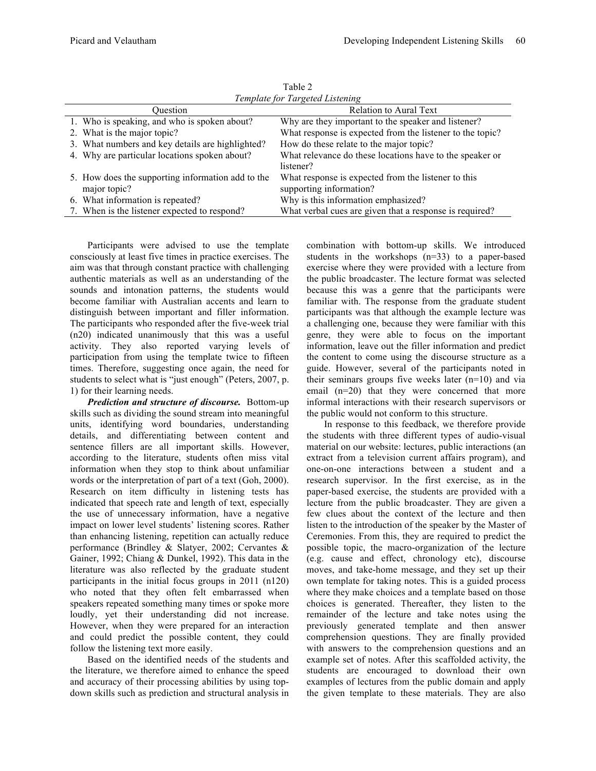Table 2

*Template for Targeted Listening*

| Question | Relation to Aural Text |
|---|---|
| 1. Who is speaking, and who is spoken about? | Why are they important to the speaker and listener? |
| 2. What is the major topic? | What response is expected from the listener to the topic? |
| 3. What numbers and key details are highlighted? | How do these relate to the major topic? |
| 4. Why are particular locations spoken about? | What relevance do these locations have to the speaker or listener? |
| 5. How does the supporting information add to the major topic? | What response is expected from the listener to this supporting information? |
| 6. What information is repeated? | Why is this information emphasized? |
| 7. When is the listener expected to respond? | What verbal cues are given that a response is required? |

Participants were advised to use the template consciously at least five times in practice exercises. The aim was that through constant practice with challenging authentic materials as well as an understanding of the sounds and intonation patterns, the students would become familiar with Australian accents and learn to distinguish between important and filler information. The participants who responded after the five-week trial (n20) indicated unanimously that this was a useful activity. They also reported varying levels of participation from using the template twice to fifteen times. Therefore, suggesting once again, the need for students to select what is "just enough" (Peters, 2007, p. 1) for their learning needs.

***Prediction and structure of discourse.*** Bottom-up skills such as dividing the sound stream into meaningful units, identifying word boundaries, understanding details, and differentiating between content and sentence fillers are all important skills. However, according to the literature, students often miss vital information when they stop to think about unfamiliar words or the interpretation of part of a text (Goh, 2000). Research on item difficulty in listening tests has indicated that speech rate and length of text, especially the use of unnecessary information, have a negative impact on lower level students' listening scores. Rather than enhancing listening, repetition can actually reduce performance (Brindley & Slatyer, 2002; Cervantes & Gainer, 1992; Chiang & Dunkel, 1992). This data in the literature was also reflected by the graduate student participants in the initial focus groups in 2011 (n120) who noted that they often felt embarrassed when speakers repeated something many times or spoke more loudly, yet their understanding did not increase. However, when they were prepared for an interaction and could predict the possible content, they could follow the listening text more easily.

Based on the identified needs of the students and the literature, we therefore aimed to enhance the speed and accuracy of their processing abilities by using top-down skills such as prediction and structural analysis in combination with bottom-up skills. We introduced students in the workshops (n=33) to a paper-based exercise where they were provided with a lecture from the public broadcaster. The lecture format was selected because this was a genre that the participants were familiar with. The response from the graduate student participants was that although the example lecture was a challenging one, because they were familiar with this genre, they were able to focus on the important information, leave out the filler information and predict the content to come using the discourse structure as a guide. However, several of the participants noted in their seminars groups five weeks later (n=10) and via email (n=20) that they were concerned that more informal interactions with their research supervisors or the public would not conform to this structure.

In response to this feedback, we therefore provide the students with three different types of audio-visual material on our website: lectures, public interactions (an extract from a television current affairs program), and one-on-one interactions between a student and a research supervisor. In the first exercise, as in the paper-based exercise, the students are provided with a lecture from the public broadcaster. They are given a few clues about the context of the lecture and then listen to the introduction of the speaker by the Master of Ceremonies. From this, they are required to predict the possible topic, the macro-organization of the lecture (e.g. cause and effect, chronology etc), discourse moves, and take-home message, and they set up their own template for taking notes. This is a guided process where they make choices and a template based on those choices is generated. Thereafter, they listen to the remainder of the lecture and take notes using the previously generated template and then answer comprehension questions. They are finally provided with answers to the comprehension questions and an example set of notes. After this scaffolded activity, the students are encouraged to download their own examples of lectures from the public domain and apply the given template to these materials. They are also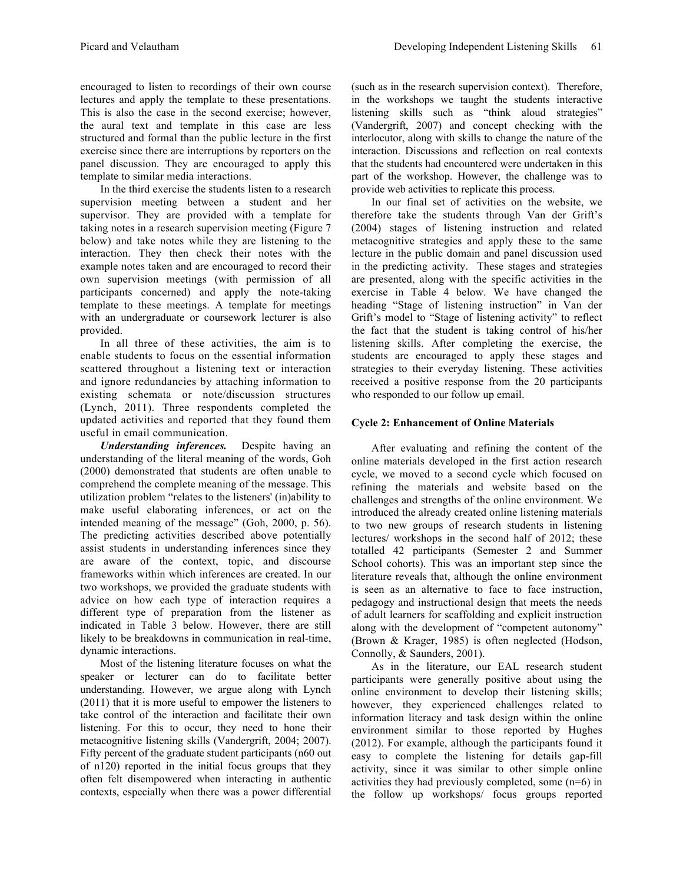encouraged to listen to recordings of their own course lectures and apply the template to these presentations. This is also the case in the second exercise; however, the aural text and template in this case are less structured and formal than the public lecture in the first exercise since there are interruptions by reporters on the panel discussion. They are encouraged to apply this template to similar media interactions.

In the third exercise the students listen to a research supervision meeting between a student and her supervisor. They are provided with a template for taking notes in a research supervision meeting (Figure 7 below) and take notes while they are listening to the interaction. They then check their notes with the example notes taken and are encouraged to record their own supervision meetings (with permission of all participants concerned) and apply the note-taking template to these meetings. A template for meetings with an undergraduate or coursework lecturer is also provided.

In all three of these activities, the aim is to enable students to focus on the essential information scattered throughout a listening text or interaction and ignore redundancies by attaching information to existing schemata or note/discussion structures (Lynch, 2011). Three respondents completed the updated activities and reported that they found them useful in email communication.

***Understanding inferences.*** Despite having an understanding of the literal meaning of the words, Goh (2000) demonstrated that students are often unable to comprehend the complete meaning of the message. This utilization problem "relates to the listeners' (in)ability to make useful elaborating inferences, or act on the intended meaning of the message" (Goh, 2000, p. 56). The predicting activities described above potentially assist students in understanding inferences since they are aware of the context, topic, and discourse frameworks within which inferences are created. In our two workshops, we provided the graduate students with advice on how each type of interaction requires a different type of preparation from the listener as indicated in Table 3 below. However, there are still likely to be breakdowns in communication in real-time, dynamic interactions.

Most of the listening literature focuses on what the speaker or lecturer can do to facilitate better understanding. However, we argue along with Lynch (2011) that it is more useful to empower the listeners to take control of the interaction and facilitate their own listening. For this to occur, they need to hone their metacognitive listening skills (Vandergrift, 2004; 2007). Fifty percent of the graduate student participants (n60 out of n120) reported in the initial focus groups that they often felt disempowered when interacting in authentic contexts, especially when there was a power differential (such as in the research supervision context). Therefore, in the workshops we taught the students interactive listening skills such as "think aloud strategies" (Vandergrift, 2007) and concept checking with the interlocutor, along with skills to change the nature of the interaction. Discussions and reflection on real contexts that the students had encountered were undertaken in this part of the workshop. However, the challenge was to provide web activities to replicate this process.

In our final set of activities on the website, we therefore take the students through Van der Grift's (2004) stages of listening instruction and related metacognitive strategies and apply these to the same lecture in the public domain and panel discussion used in the predicting activity. These stages and strategies are presented, along with the specific activities in the exercise in Table 4 below. We have changed the heading "Stage of listening instruction" in Van der Grift's model to "Stage of listening activity" to reflect the fact that the student is taking control of his/her listening skills. After completing the exercise, the students are encouraged to apply these stages and strategies to their everyday listening. These activities received a positive response from the 20 participants who responded to our follow up email.

### Cycle 2: Enhancement of Online Materials

After evaluating and refining the content of the online materials developed in the first action research cycle, we moved to a second cycle which focused on refining the materials and website based on the challenges and strengths of the online environment. We introduced the already created online listening materials to two new groups of research students in listening lectures/ workshops in the second half of 2012; these totalled 42 participants (Semester 2 and Summer School cohorts). This was an important step since the literature reveals that, although the online environment is seen as an alternative to face to face instruction, pedagogy and instructional design that meets the needs of adult learners for scaffolding and explicit instruction along with the development of "competent autonomy" (Brown & Krager, 1985) is often neglected (Hodson, Connolly, & Saunders, 2001).

As in the literature, our EAL research student participants were generally positive about using the online environment to develop their listening skills; however, they experienced challenges related to information literacy and task design within the online environment similar to those reported by Hughes (2012). For example, although the participants found it easy to complete the listening for details gap-fill activity, since it was similar to other simple online activities they had previously completed, some (n=6) in the follow up workshops/ focus groups reported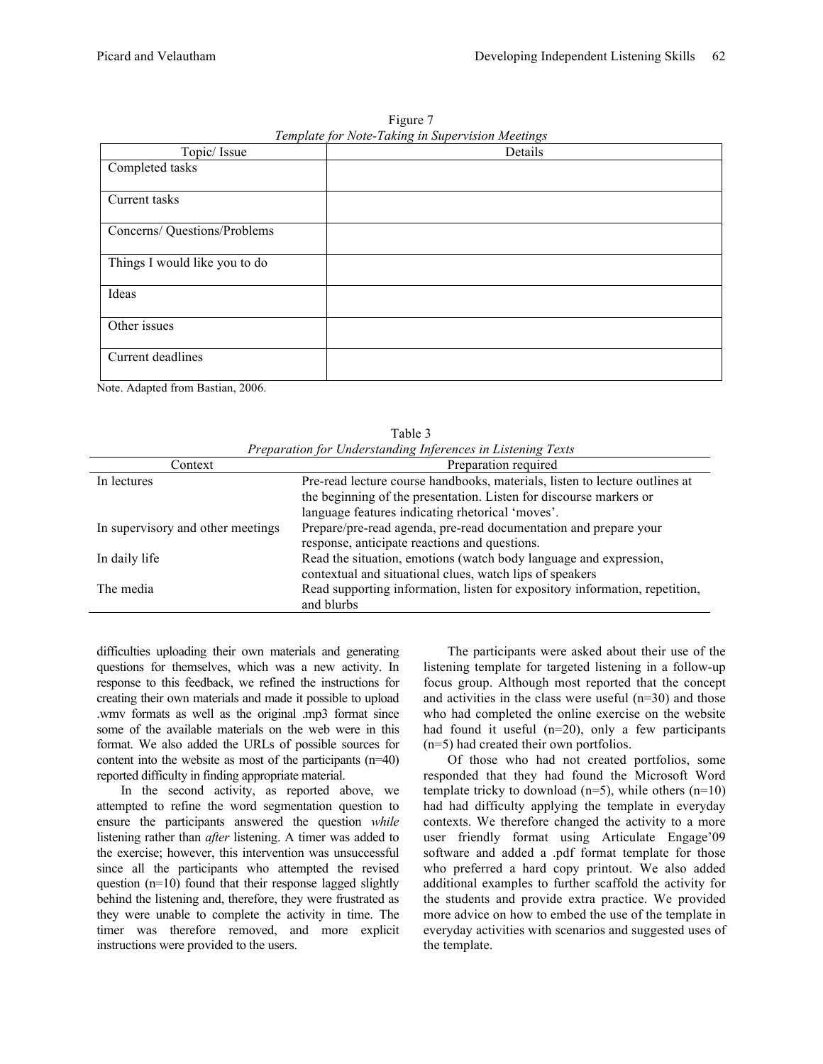Figure 7

*Template for Note-Taking in Supervision Meetings*

| Topic/ Issue | Details |
|---|---|
| Completed tasks | |
| Current tasks | |
| Concerns/ Questions/Problems | |
| Things I would like you to do | |
| Ideas | |
| Other issues | |
| Current deadlines | |

Note. Adapted from Bastian, 2006.

Table 3

*Preparation for Understanding Inferences in Listening Texts*

| Context | Preparation required |
|---|---|
| In lectures | Pre-read lecture course handbooks, materials, listen to lecture outlines at the beginning of the presentation. Listen for discourse markers or language features indicating rhetorical 'moves'. |
| In supervisory and other meetings | Prepare/pre-read agenda, pre-read documentation and prepare your response, anticipate reactions and questions. |
| In daily life | Read the situation, emotions (watch body language and expression, contextual and situational clues, watch lips of speakers |
| The media | Read supporting information, listen for expository information, repetition, and blurbs |

difficulties uploading their own materials and generating questions for themselves, which was a new activity. In response to this feedback, we refined the instructions for creating their own materials and made it possible to upload .wmv formats as well as the original .mp3 format since some of the available materials on the web were in this format. We also added the URLs of possible sources for content into the website as most of the participants (n=40) reported difficulty in finding appropriate material.

In the second activity, as reported above, we attempted to refine the word segmentation question to ensure the participants answered the question *while* listening rather than *after* listening. A timer was added to the exercise; however, this intervention was unsuccessful since all the participants who attempted the revised question (n=10) found that their response lagged slightly behind the listening and, therefore, they were frustrated as they were unable to complete the activity in time. The timer was therefore removed, and more explicit instructions were provided to the users.

The participants were asked about their use of the listening template for targeted listening in a follow-up focus group. Although most reported that the concept and activities in the class were useful (n=30) and those who had completed the online exercise on the website had found it useful (n=20), only a few participants (n=5) had created their own portfolios.

Of those who had not created portfolios, some responded that they had found the Microsoft Word template tricky to download (n=5), while others (n=10) had had difficulty applying the template in everyday contexts. We therefore changed the activity to a more user friendly format using Articulate Engage'09 software and added a .pdf format template for those who preferred a hard copy printout. We also added additional examples to further scaffold the activity for the students and provide extra practice. We provided more advice on how to embed the use of the template in everyday activities with scenarios and suggested uses of the template.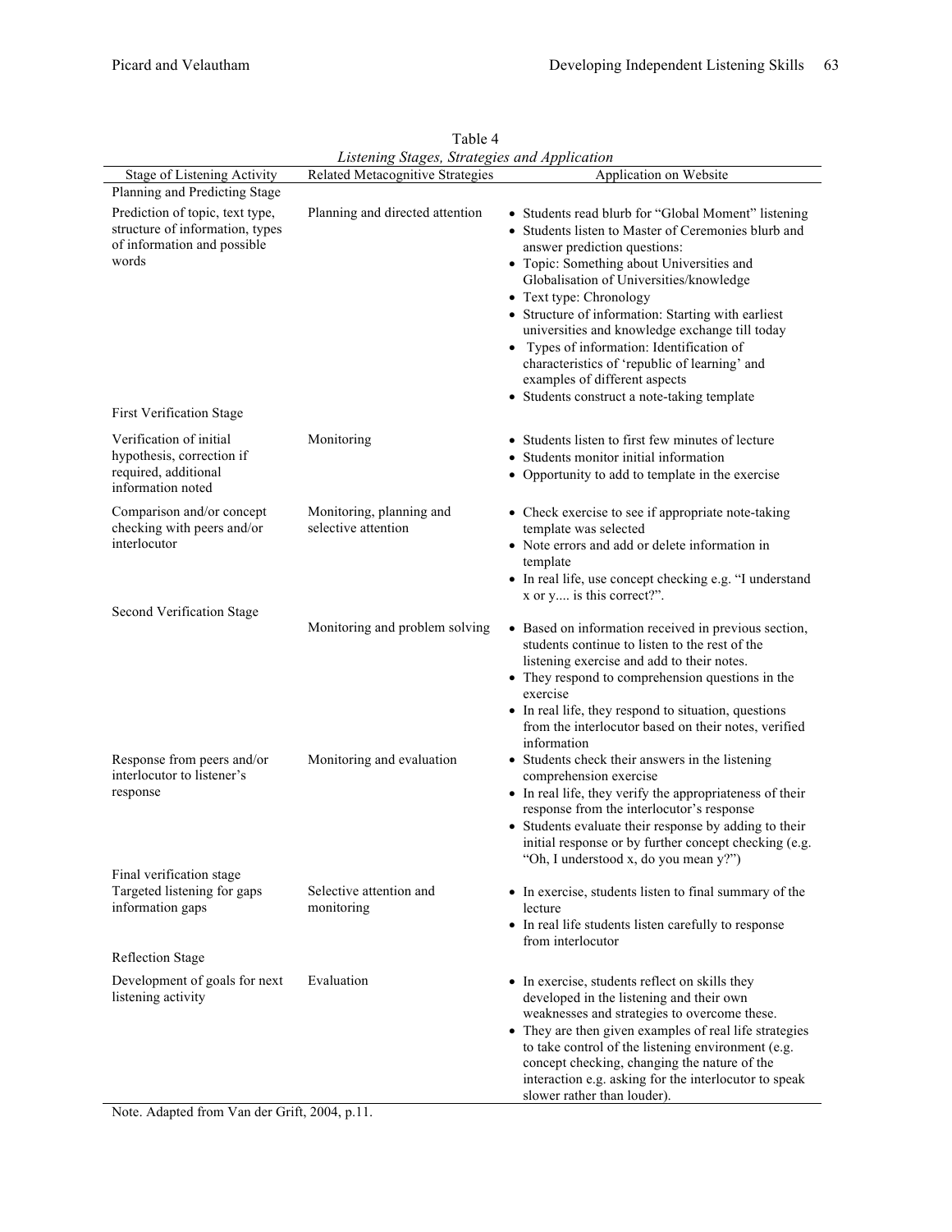Table 4

*Listening Stages, Strategies and Application*

| Stage of Listening Activity | Related Metacognitive Strategies | Application on Website |
|---|---|---|
| Planning and Predicting Stage | | |
| Prediction of topic, text type, structure of information, types of information and possible words | Planning and directed attention | • Students read blurb for "Global Moment" listening<br>• Students listen to Master of Ceremonies blurb and answer prediction questions:<br>• Topic: Something about Universities and Globalisation of Universities/knowledge<br>• Text type: Chronology<br>• Structure of information: Starting with earliest universities and knowledge exchange till today<br>• Types of information: Identification of characteristics of 'republic of learning' and examples of different aspects<br>• Students construct a note-taking template |
| First Verification Stage | | |
| Verification of initial hypothesis, correction if required, additional information noted | Monitoring | • Students listen to first few minutes of lecture<br>• Students monitor initial information<br>• Opportunity to add to template in the exercise |
| Comparison and/or concept checking with peers and/or interlocutor | Monitoring, planning and selective attention | • Check exercise to see if appropriate note-taking template was selected<br>• Note errors and add or delete information in template<br>• In real life, use concept checking e.g. "I understand x or y.... is this correct?". |
| Second Verification Stage | | |
| | Monitoring and problem solving | • Based on information received in previous section, students continue to listen to the rest of the listening exercise and add to their notes.<br>• They respond to comprehension questions in the exercise<br>• In real life, they respond to situation, questions from the interlocutor based on their notes, verified information |
| Response from peers and/or interlocutor to listener's response | Monitoring and evaluation | • Students check their answers in the listening comprehension exercise<br>• In real life, they verify the appropriateness of their response from the interlocutor's response<br>• Students evaluate their response by adding to their initial response or by further concept checking (e.g. "Oh, I understood x, do you mean y?") |
| Final verification stage | | |
| Targeted listening for gaps information gaps | Selective attention and monitoring | • In exercise, students listen to final summary of the lecture<br>• In real life students listen carefully to response from interlocutor |
| Reflection Stage | | |
| Development of goals for next listening activity | Evaluation | • In exercise, students reflect on skills they developed in the listening and their own weaknesses and strategies to overcome these.<br>• They are then given examples of real life strategies to take control of the listening environment (e.g. concept checking, changing the nature of the interaction e.g. asking for the interlocutor to speak slower rather than louder). |

Note. Adapted from Van der Grift, 2004, p.11.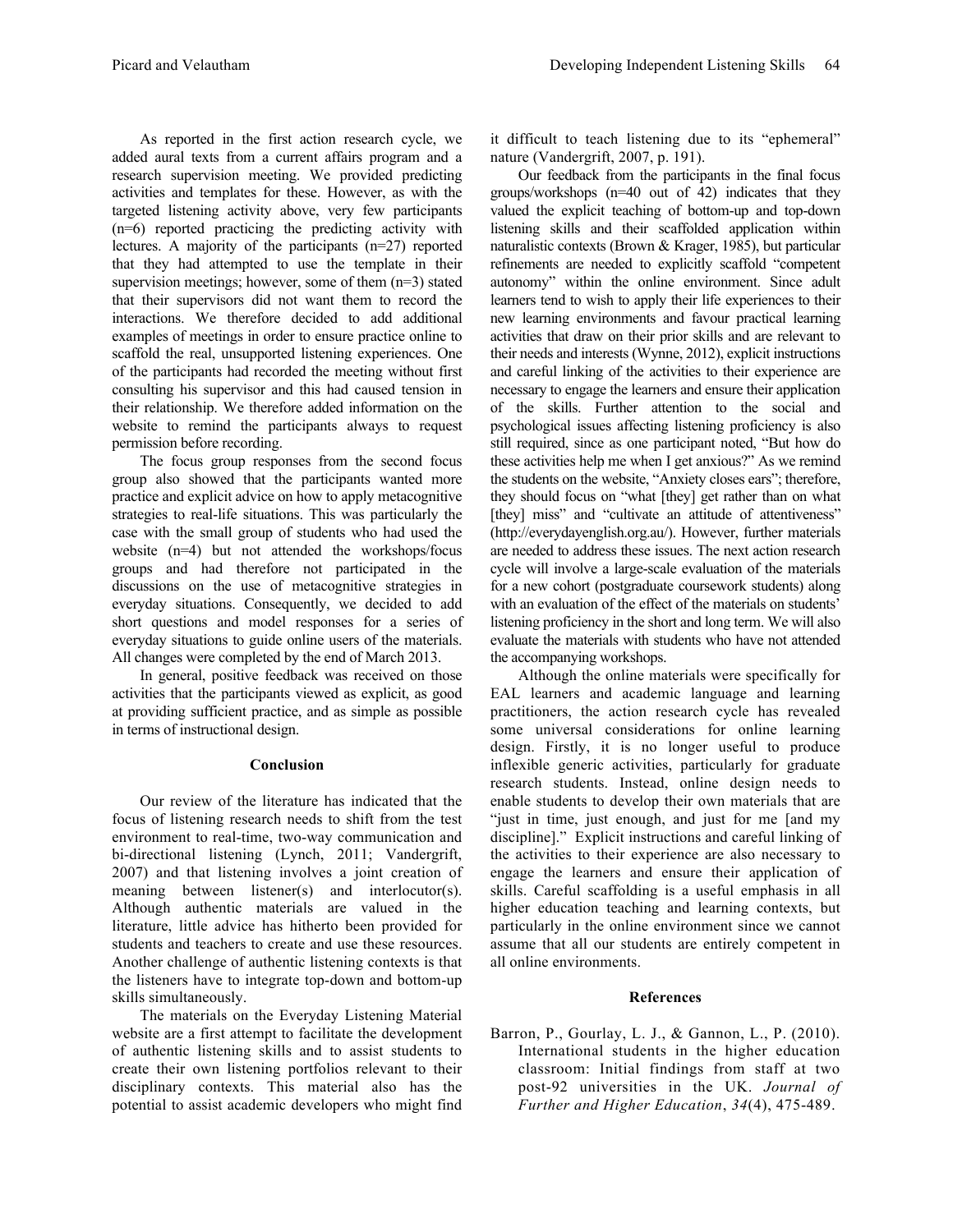As reported in the first action research cycle, we added aural texts from a current affairs program and a research supervision meeting. We provided predicting activities and templates for these. However, as with the targeted listening activity above, very few participants (n=6) reported practicing the predicting activity with lectures. A majority of the participants (n=27) reported that they had attempted to use the template in their supervision meetings; however, some of them (n=3) stated that their supervisors did not want them to record the interactions. We therefore decided to add additional examples of meetings in order to ensure practice online to scaffold the real, unsupported listening experiences. One of the participants had recorded the meeting without first consulting his supervisor and this had caused tension in their relationship. We therefore added information on the website to remind the participants always to request permission before recording.

The focus group responses from the second focus group also showed that the participants wanted more practice and explicit advice on how to apply metacognitive strategies to real-life situations. This was particularly the case with the small group of students who had used the website (n=4) but not attended the workshops/focus groups and had therefore not participated in the discussions on the use of metacognitive strategies in everyday situations. Consequently, we decided to add short questions and model responses for a series of everyday situations to guide online users of the materials. All changes were completed by the end of March 2013.

In general, positive feedback was received on those activities that the participants viewed as explicit, as good at providing sufficient practice, and as simple as possible in terms of instructional design.

## Conclusion

Our review of the literature has indicated that the focus of listening research needs to shift from the test environment to real-time, two-way communication and bi-directional listening (Lynch, 2011; Vandergrift, 2007) and that listening involves a joint creation of meaning between listener(s) and interlocutor(s). Although authentic materials are valued in the literature, little advice has hitherto been provided for students and teachers to create and use these resources. Another challenge of authentic listening contexts is that the listeners have to integrate top-down and bottom-up skills simultaneously.

The materials on the Everyday Listening Material website are a first attempt to facilitate the development of authentic listening skills and to assist students to create their own listening portfolios relevant to their disciplinary contexts. This material also has the potential to assist academic developers who might find it difficult to teach listening due to its "ephemeral" nature (Vandergrift, 2007, p. 191).

Our feedback from the participants in the final focus groups/workshops (n=40 out of 42) indicates that they valued the explicit teaching of bottom-up and top-down listening skills and their scaffolded application within naturalistic contexts (Brown & Krager, 1985), but particular refinements are needed to explicitly scaffold "competent autonomy" within the online environment. Since adult learners tend to wish to apply their life experiences to their new learning environments and favour practical learning activities that draw on their prior skills and are relevant to their needs and interests (Wynne, 2012), explicit instructions and careful linking of the activities to their experience are necessary to engage the learners and ensure their application of the skills. Further attention to the social and psychological issues affecting listening proficiency is also still required, since as one participant noted, "But how do these activities help me when I get anxious?" As we remind the students on the website, "Anxiety closes ears"; therefore, they should focus on "what [they] get rather than on what [they] miss" and "cultivate an attitude of attentiveness" (http://everydayenglish.org.au/). However, further materials are needed to address these issues. The next action research cycle will involve a large-scale evaluation of the materials for a new cohort (postgraduate coursework students) along with an evaluation of the effect of the materials on students' listening proficiency in the short and long term. We will also evaluate the materials with students who have not attended the accompanying workshops.

Although the online materials were specifically for EAL learners and academic language and learning practitioners, the action research cycle has revealed some universal considerations for online learning design. Firstly, it is no longer useful to produce inflexible generic activities, particularly for graduate research students. Instead, online design needs to enable students to develop their own materials that are "just in time, just enough, and just for me [and my discipline]." Explicit instructions and careful linking of the activities to their experience are also necessary to engage the learners and ensure their application of skills. Careful scaffolding is a useful emphasis in all higher education teaching and learning contexts, but particularly in the online environment since we cannot assume that all our students are entirely competent in all online environments.

## References

Barron, P., Gourlay, L. J., & Gannon, L., P. (2010). International students in the higher education classroom: Initial findings from staff at two post-92 universities in the UK. *Journal of Further and Higher Education*, *34*(4), 475-489.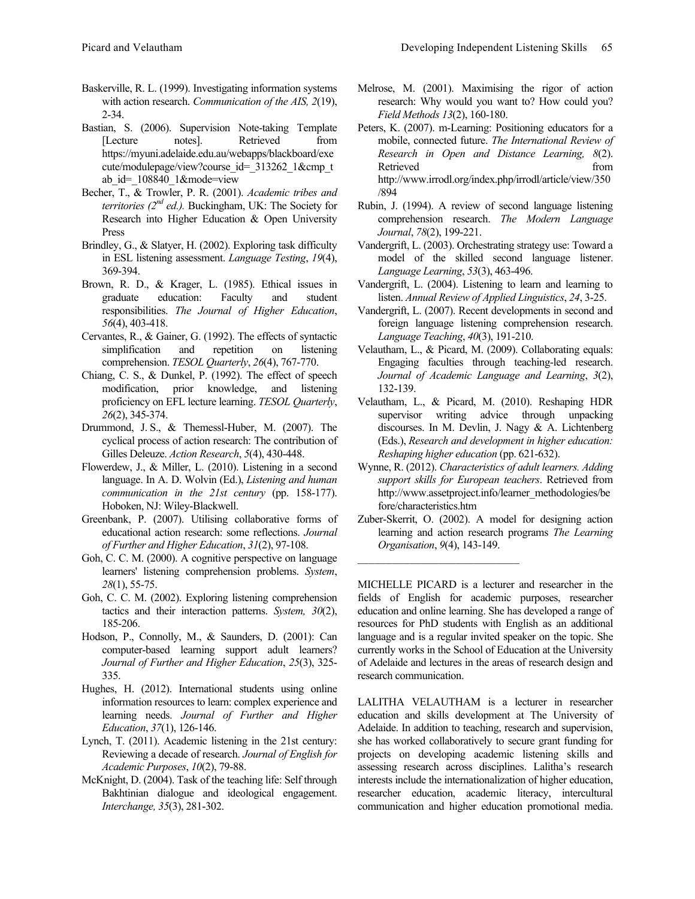Baskerville, R. L. (1999). Investigating information systems with action research. *Communication of the AIS, 2*(19), 2-34.

Bastian, S. (2006). Supervision Note-taking Template [Lecture notes]. Retrieved from https://myuni.adelaide.edu.au/webapps/blackboard/execute/modulepage/view?course_id=_313262_1&cmp_tab_id=_108840_1&mode=view

Becher, T., & Trowler, P. R. (2001). *Academic tribes and territories (2nd ed.).* Buckingham, UK: The Society for Research into Higher Education & Open University Press

Brindley, G., & Slatyer, H. (2002). Exploring task difficulty in ESL listening assessment. *Language Testing*, *19*(4), 369-394.

Brown, R. D., & Krager, L. (1985). Ethical issues in graduate education: Faculty and student responsibilities. *The Journal of Higher Education*, *56*(4), 403-418.

Cervantes, R., & Gainer, G. (1992). The effects of syntactic simplification and repetition on listening comprehension. *TESOL Quarterly*, *26*(4), 767-770.

Chiang, C. S., & Dunkel, P. (1992). The effect of speech modification, prior knowledge, and listening proficiency on EFL lecture learning. *TESOL Quarterly*, *26*(2), 345-374.

Drummond, J. S., & Themessl-Huber, M. (2007). The cyclical process of action research: The contribution of Gilles Deleuze. *Action Research*, *5*(4), 430-448.

Flowerdew, J., & Miller, L. (2010). Listening in a second language. In A. D. Wolvin (Ed.), *Listening and human communication in the 21st century* (pp. 158-177). Hoboken, NJ: Wiley-Blackwell.

Greenbank, P. (2007). Utilising collaborative forms of educational action research: some reflections. *Journal of Further and Higher Education*, *31*(2), 97-108.

Goh, C. C. M. (2000). A cognitive perspective on language learners' listening comprehension problems. *System*, *28*(1), 55-75.

Goh, C. C. M. (2002). Exploring listening comprehension tactics and their interaction patterns. *System, 30*(2), 185-206.

Hodson, P., Connolly, M., & Saunders, D. (2001): Can computer-based learning support adult learners? *Journal of Further and Higher Education*, *25*(3), 325-335.

Hughes, H. (2012). International students using online information resources to learn: complex experience and learning needs. *Journal of Further and Higher Education*, *37*(1), 126-146.

Lynch, T. (2011). Academic listening in the 21st century: Reviewing a decade of research. *Journal of English for Academic Purposes*, *10*(2), 79-88.

McKnight, D. (2004). Task of the teaching life: Self through Bakhtinian dialogue and ideological engagement. *Interchange, 35*(3), 281-302.

Melrose, M. (2001). Maximising the rigor of action research: Why would you want to? How could you? *Field Methods 13*(2), 160-180.

Peters, K. (2007). m-Learning: Positioning educators for a mobile, connected future. *The International Review of Research in Open and Distance Learning, 8*(2). Retrieved from http://www.irrodl.org/index.php/irrodl/article/view/350/894

Rubin, J. (1994). A review of second language listening comprehension research. *The Modern Language Journal*, *78*(2), 199-221.

Vandergrift, L. (2003). Orchestrating strategy use: Toward a model of the skilled second language listener. *Language Learning*, *53*(3), 463-496.

Vandergrift, L. (2004). Listening to learn and learning to listen. *Annual Review of Applied Linguistics*, *24*, 3-25.

Vandergrift, L. (2007). Recent developments in second and foreign language listening comprehension research. *Language Teaching*, *40*(3), 191-210.

Velautham, L., & Picard, M. (2009). Collaborating equals: Engaging faculties through teaching-led research. *Journal of Academic Language and Learning*, *3*(2), 132-139.

Velautham, L., & Picard, M. (2010). Reshaping HDR supervisor writing advice through unpacking discourses. In M. Devlin, J. Nagy & A. Lichtenberg (Eds.), *Research and development in higher education: Reshaping higher education* (pp. 621-632).

Wynne, R. (2012). *Characteristics of adult learners. Adding support skills for European teachers*. Retrieved from http://www.assetproject.info/learner_methodologies/before/characteristics.htm

Zuber-Skerrit, O. (2002). A model for designing action learning and action research programs *The Learning Organisation*, *9*(4), 143-149.

---

MICHELLE PICARD is a lecturer and researcher in the fields of English for academic purposes, researcher education and online learning. She has developed a range of resources for PhD students with English as an additional language and is a regular invited speaker on the topic. She currently works in the School of Education at the University of Adelaide and lectures in the areas of research design and research communication.

LALITHA VELAUTHAM is a lecturer in researcher education and skills development at The University of Adelaide. In addition to teaching, research and supervision, she has worked collaboratively to secure grant funding for projects on developing academic listening skills and assessing research across disciplines. Lalitha's research interests include the internationalization of higher education, researcher education, academic literacy, intercultural communication and higher education promotional media.